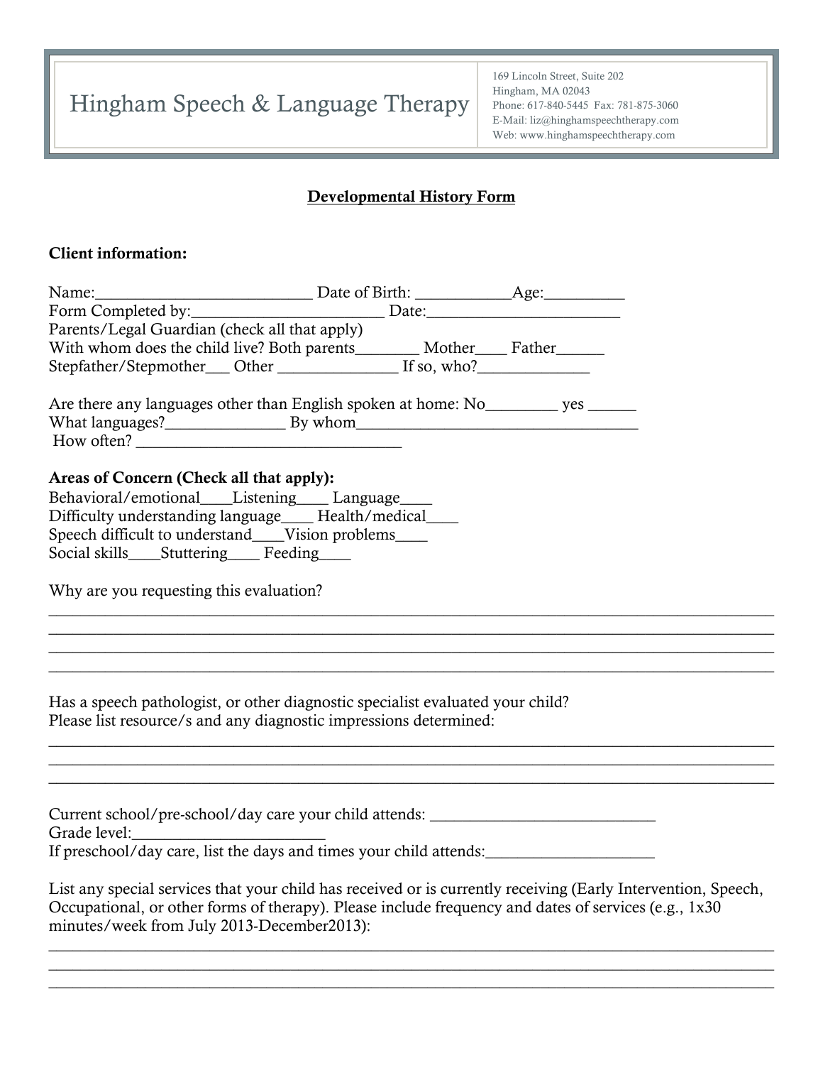# Hingham Speech & Language Therapy

169 Lincoln Street, Suite 202
Hingham, MA 02043
Phone: 617-840-5445 Fax: 781-875-3060
E-Mail: liz@hinghamspeechtherapy.com
Web: www.hinghamspeechtherapy.com

## Developmental History Form

**Client information:**

Name:___________________________ Date of Birth: ___________Age:_________
Form Completed by:_______________________ Date:________________________
Parents/Legal Guardian (check all that apply)
With whom does the child live? Both parents________ Mother____ Father______
Stepfather/Stepmother___ Other _______________ If so, who?______________

Are there any languages other than English spoken at home: No_________ yes ______
What languages?_______________ By whom___________________________________
How often? _________________________________

**Areas of Concern (Check all that apply):**
Behavioral/emotional____Listening____ Language____
Difficulty understanding language____ Health/medical____
Speech difficult to understand____Vision problems____
Social skills____Stuttering____ Feeding____

Why are you requesting this evaluation?
_____________________________________________________________________________
_____________________________________________________________________________
_____________________________________________________________________________
_____________________________________________________________________________

Has a speech pathologist, or other diagnostic specialist evaluated your child?
Please list resource/s and any diagnostic impressions determined:
_____________________________________________________________________________
_____________________________________________________________________________
_____________________________________________________________________________

Current school/pre-school/day care your child attends: ____________________________
Grade level:________________________
If preschool/day care, list the days and times your child attends:_____________________

List any special services that your child has received or is currently receiving (Early Intervention, Speech, Occupational, or other forms of therapy). Please include frequency and dates of services (e.g., 1x30 minutes/week from July 2013-December2013):
_____________________________________________________________________________
_____________________________________________________________________________
_____________________________________________________________________________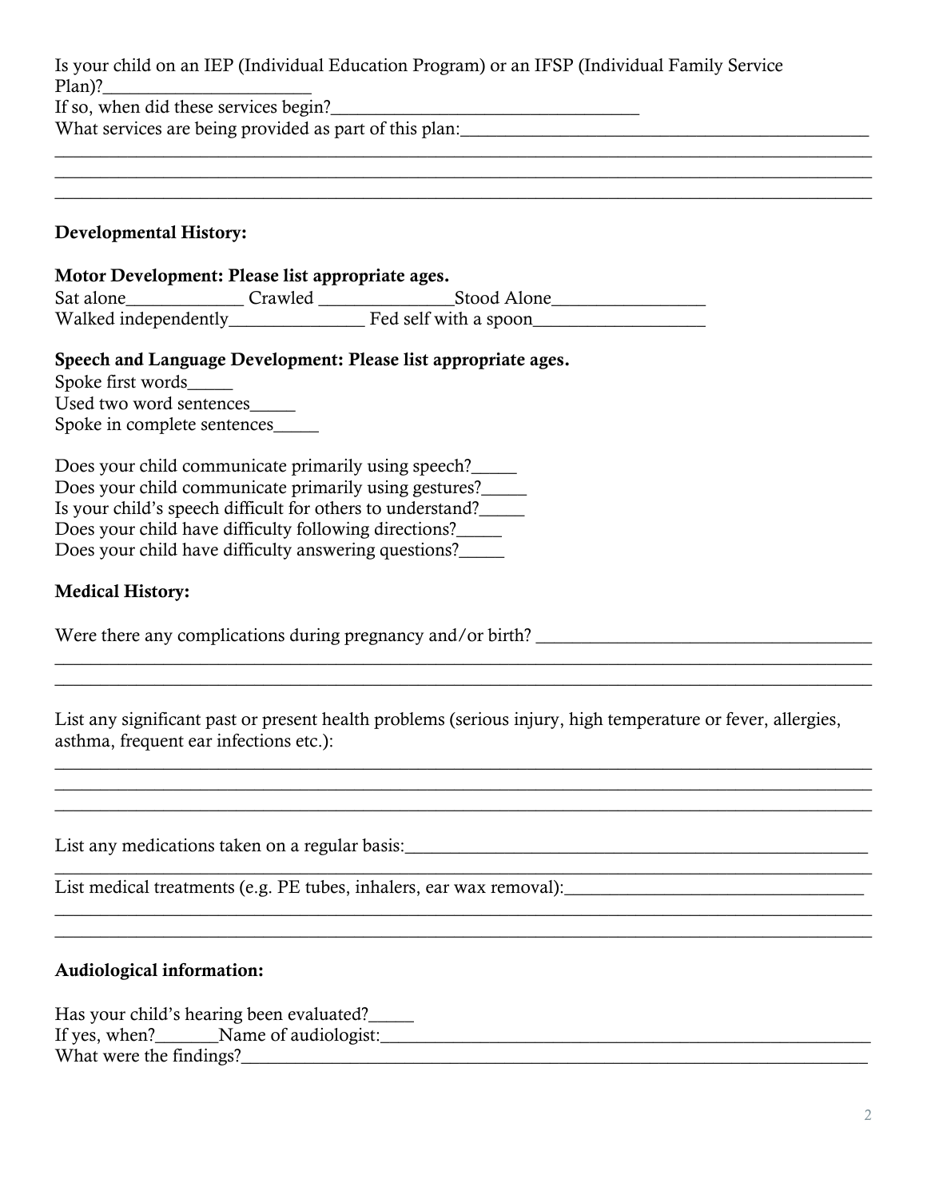Is your child on an IEP (Individual Education Program) or an IFSP (Individual Family Service Plan)?______________________

If so, when did these services begin?_________________________________

What services are being provided as part of this plan:_____________________________________________

______________________________________________________________________________________

______________________________________________________________________________________

______________________________________________________________________________________

**Developmental History:**

**Motor Development: Please list appropriate ages.**

Sat alone____________ Crawled ______________Stood Alone________________

Walked independently______________ Fed self with a spoon__________________

**Speech and Language Development: Please list appropriate ages.**

Spoke first words_____

Used two word sentences_____

Spoke in complete sentences_____

Does your child communicate primarily using speech?_____

Does your child communicate primarily using gestures?_____

Is your child's speech difficult for others to understand?_____

Does your child have difficulty following directions?_____

Does your child have difficulty answering questions?_____

**Medical History:**

Were there any complications during pregnancy and/or birth? ____________________________________

______________________________________________________________________________________

______________________________________________________________________________________

List any significant past or present health problems (serious injury, high temperature or fever, allergies, asthma, frequent ear infections etc.):

______________________________________________________________________________________

______________________________________________________________________________________

______________________________________________________________________________________

List any medications taken on a regular basis:_____________________________________________________

______________________________________________________________________________________

List medical treatments (e.g. PE tubes, inhalers, ear wax removal):________________________________

______________________________________________________________________________________

______________________________________________________________________________________

**Audiological information:**

Has your child's hearing been evaluated?_____

If yes, when?_______Name of audiologist:_______________________________________________________

What were the findings?___________________________________________________________________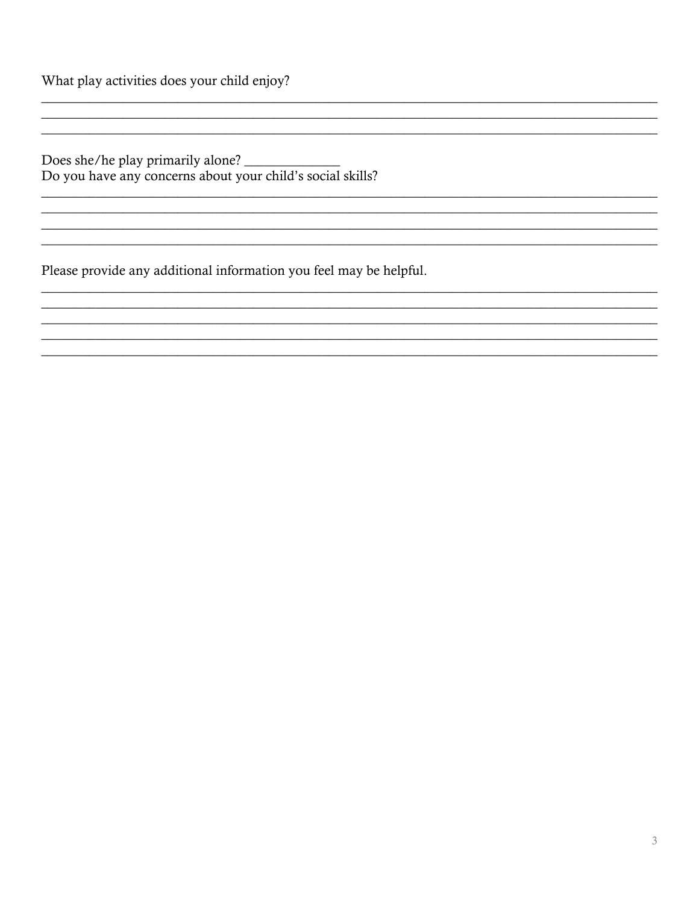What play activities does your child enjoy?

______________________________________________________________________________
______________________________________________________________________________
______________________________________________________________________________

Does she/he play primarily alone? _____________

Do you have any concerns about your child's social skills?

______________________________________________________________________________
______________________________________________________________________________
______________________________________________________________________________
______________________________________________________________________________

Please provide any additional information you feel may be helpful.

______________________________________________________________________________
______________________________________________________________________________
______________________________________________________________________________
______________________________________________________________________________
______________________________________________________________________________